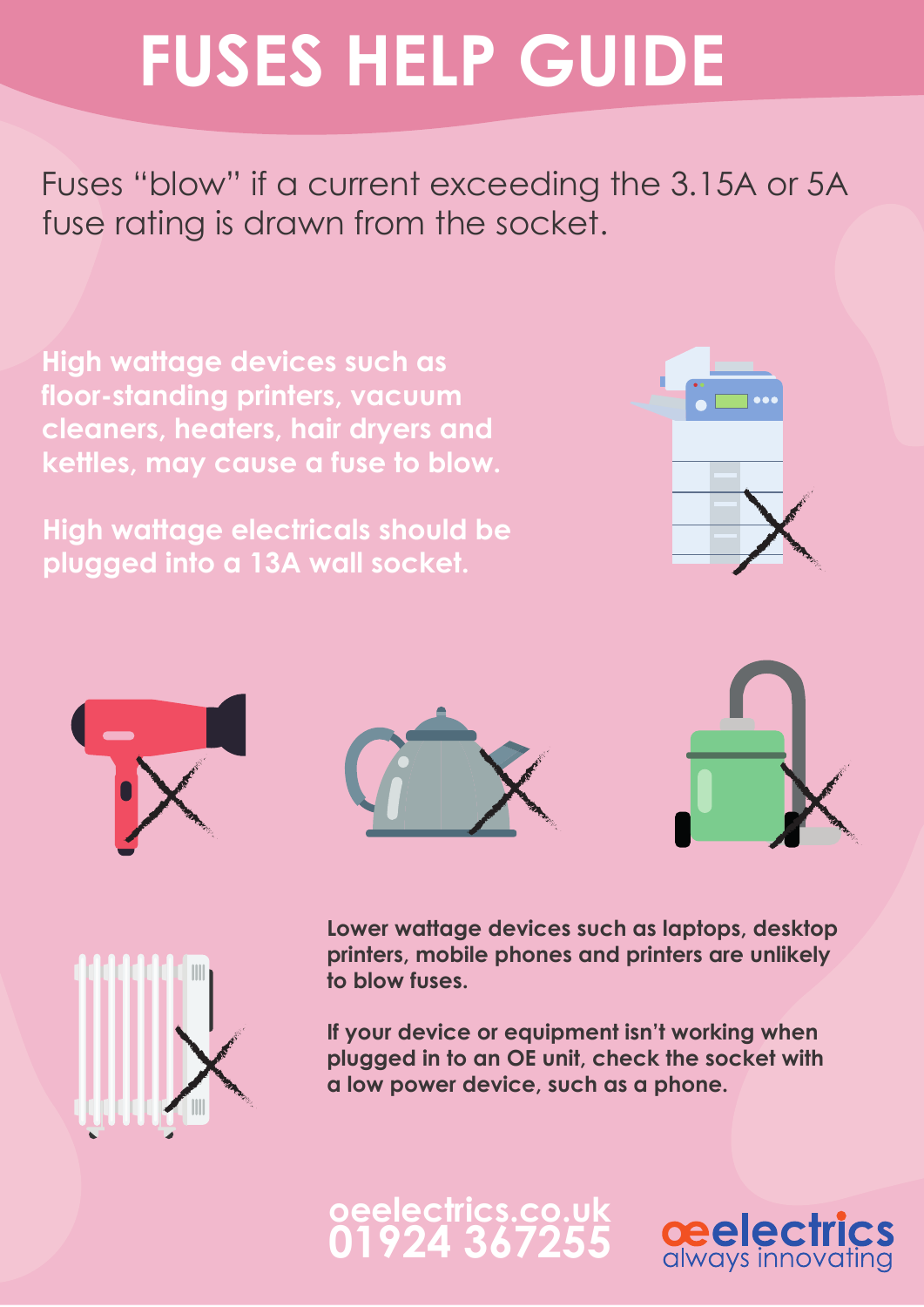# FUSES HELP GUIDE

Fuses “blow” if a current exceeding the 3.15A or 5A fuse rating is drawn from the socket.

**High wattage devices such as floor-standing printers, vacuum cleaners, heaters, hair dryers and kettles, may cause a fuse to blow.**

**High wattage electricals should be plugged into a 13A wall socket.**

**Lower wattage devices such as laptops, desktop printers, mobile phones and printers are unlikely to blow fuses.**

**If your device or equipment isn’t working when plugged in to an OE unit, check the socket with a low power device, such as a phone.**

**oeelectrics.co.uk**
**01924 367255**

oeelectrics
always innovating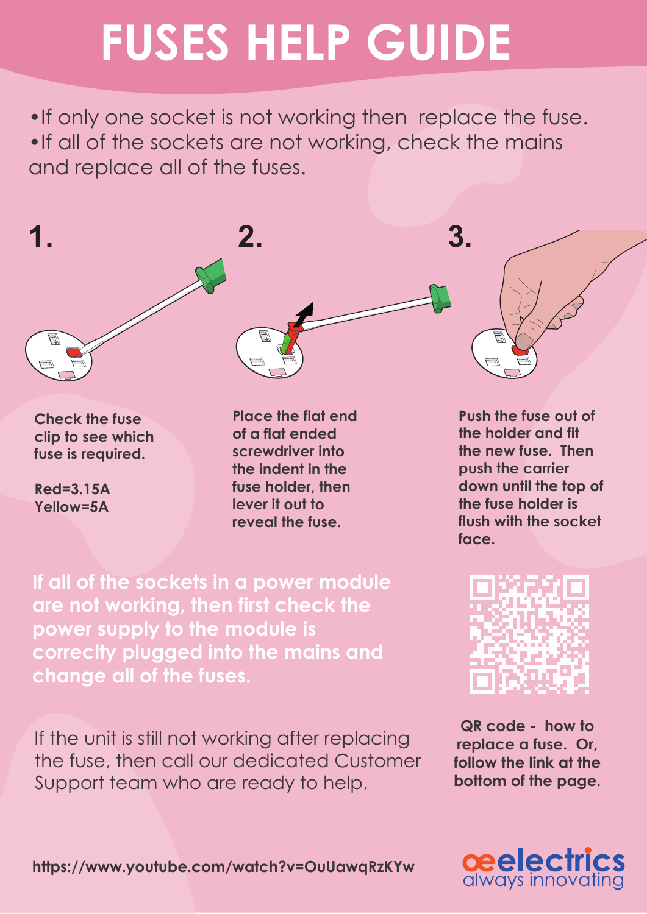# FUSES HELP GUIDE

- If only one socket is not working then replace the fuse.
- If all of the sockets are not working, check the mains and replace all of the fuses.

**1.**

**Check the fuse clip to see which fuse is required.**

**Red=3.15A**
**Yellow=5A**

**2.**

**Place the flat end of a flat ended screwdriver into the indent in the fuse holder, then lever it out to reveal the fuse.**

**3.**

**Push the fuse out of the holder and fit the new fuse. Then push the carrier down until the top of the fuse holder is flush with the socket face.**

**If all of the sockets in a power module are not working, then first check the power supply to the module is correclty plugged into the mains and change all of the fuses.**

If the unit is still not working after replacing the fuse, then call our dedicated Customer Support team who are ready to help.

**QR code - how to replace a fuse. Or, follow the link at the bottom of the page.**

**https://www.youtube.com/watch?v=OuUawqRzKYw**

oeelectrics
always innovating